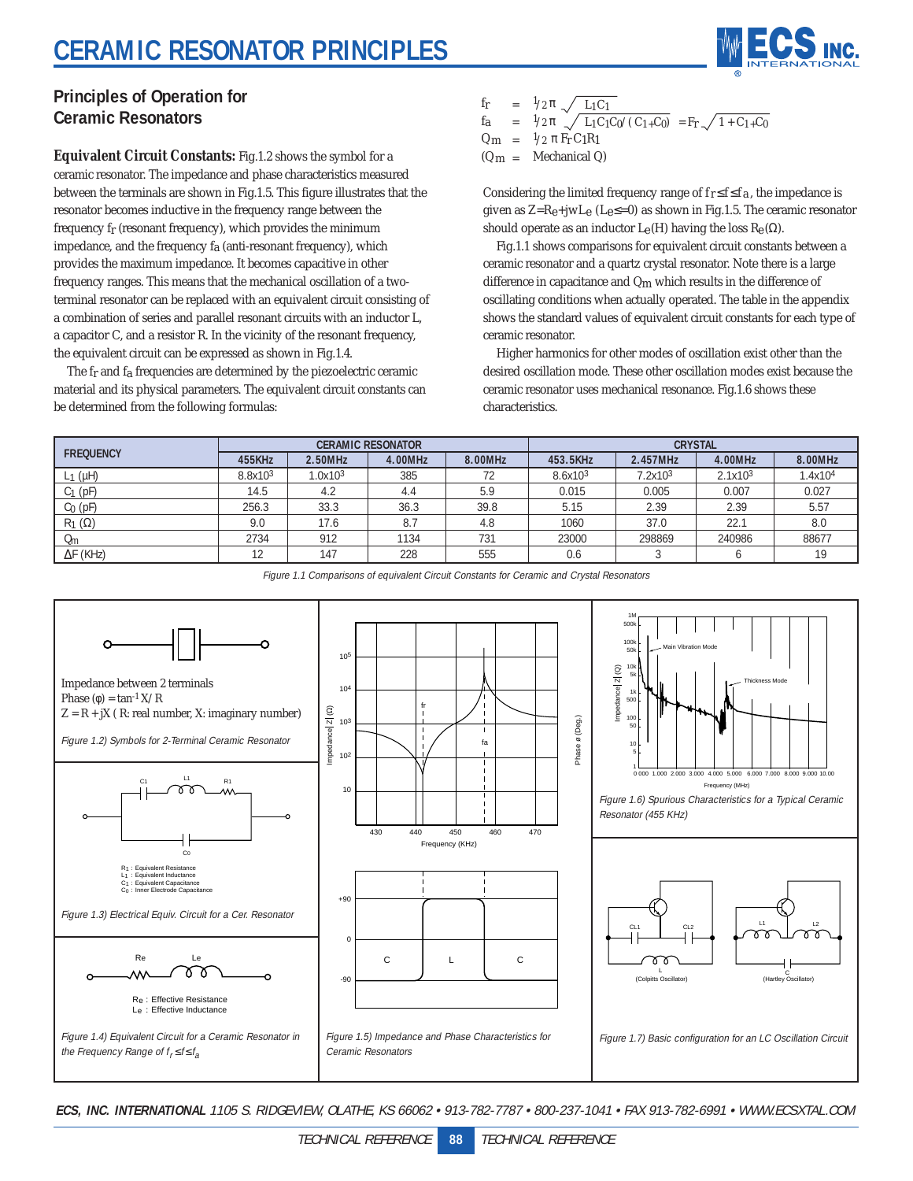# CERAMIC RESONATOR PRINCIPLES

## Principles of Operation for Ceramic Resonators

**Equivalent Circuit Constants:** Fig.1.2 shows the symbol for a ceramic resonator. The impedance and phase characteristics measured between the terminals are shown in Fig.1.5. This figure illustrates that the resonator becomes inductive in the frequency range between the frequency $f_r$ (resonant frequency), which provides the minimum impedance, and the frequency $f_a$ (anti-resonant frequency), which provides the maximum impedance. It becomes capacitive in other frequency ranges. This means that the mechanical oscillation of a two-terminal resonator can be replaced with an equivalent circuit consisting of a combination of series and parallel resonant circuits with an inductor L, a capacitor C, and a resistor R. In the vicinity of the resonant frequency, the equivalent circuit can be expressed as shown in Fig.1.4.

The $f_r$ and $f_a$ frequencies are determined by the piezoelectric ceramic material and its physical parameters. The equivalent circuit constants can be determined from the following formulas:

$$f_r = 1/2\pi\sqrt{L_1C_1}$$

$$f_a = 1/2\pi\sqrt{L_1C_1C_0/(C_1+C_0)} = F_r\sqrt{1+C_1+C_0}$$

$$Q_m = 1/2\pi F_rC_1R_1$$

$(Q_m =$ Mechanical Q)

Considering the limited frequency range of $f_r \leq f \leq f_a$, the impedance is given as $Z=R_e+jwL_e$ ($L_e \leq 0$) as shown in Fig.1.5. The ceramic resonator should operate as an inductor $L_e$(H) having the loss $R_e$(Ω).

Fig.1.1 shows comparisons for equivalent circuit constants between a ceramic resonator and a quartz crystal resonator. Note there is a large difference in capacitance and $Q_m$ which results in the difference of oscillating conditions when actually operated. The table in the appendix shows the standard values of equivalent circuit constants for each type of ceramic resonator.

Higher harmonics for other modes of oscillation exist other than the desired oscillation mode. These other oscillation modes exist because the ceramic resonator uses mechanical resonance. Fig.1.6 shows these characteristics.

| FREQUENCY | CERAMIC RESONATOR | | | | CRYSTAL | | | |
|---|---|---|---|---|---|---|---|---|
| | 455KHz | 2.50MHz | 4.00MHz | 8.00MHz | 453.5KHz | 2.457MHz | 4.00MHz | 8.00MHz |
| $L_1$ (μH) | $8.8\times10^3$ | $1.0\times10^3$ | 385 | 72 | $8.6\times10^3$ | $7.2\times10^3$ | $2.1\times10^3$ | $1.4\times10^4$ |
| $C_1$ (pF) | 14.5 | 4.2 | 4.4 | 5.9 | 0.015 | 0.005 | 0.007 | 0.027 |
| $C_0$ (pF) | 256.3 | 33.3 | 36.3 | 39.8 | 5.15 | 2.39 | 2.39 | 5.57 |
| $R_1$ (Ω) | 9.0 | 17.6 | 8.7 | 4.8 | 1060 | 37.0 | 22.1 | 8.0 |
| $Q_m$ | 2734 | 912 | 1134 | 731 | 23000 | 298869 | 240986 | 88677 |
| ΔF (KHz) | 12 | 147 | 228 | 555 | 0.6 | 3 | 6 | 19 |

*Figure 1.1 Comparisons of equivalent Circuit Constants for Ceramic and Crystal Resonators*

Impedance between 2 terminals
Phase (φ) = $\tan^{-1} X/R$
$Z = R + jX$ ( R: real number, X: imaginary number)

*Figure 1.2) Symbols for 2-Terminal Ceramic Resonator*

$R_1$ : Equivalent Resistance
$L_1$ : Equivalent Inductance
$C_1$ : Equivalent Capacitance
$C_0$ : Inner Electrode Capacitance

*Figure 1.3) Electrical Equiv. Circuit for a Cer. Resonator*

$R_e$ : Effective Resistance
$L_e$ : Effective Inductance

*Figure 1.4) Equivalent Circuit for a Ceramic Resonator in the Frequency Range of $f_r \leq f \leq f_a$*

*Figure 1.5) Impedance and Phase Characteristics for Ceramic Resonators*

*Figure 1.6) Spurious Characteristics for a Typical Ceramic Resonator (455 KHz)*

*Figure 1.7) Basic configuration for an LC Oscillation Circuit*

**ECS, INC. INTERNATIONAL** 1105 S. RIDGEVIEW, OLATHE, KS 66062 • 913-782-7787 • 800-237-1041 • FAX 913-782-6991 • WWW.ECSXTAL.COM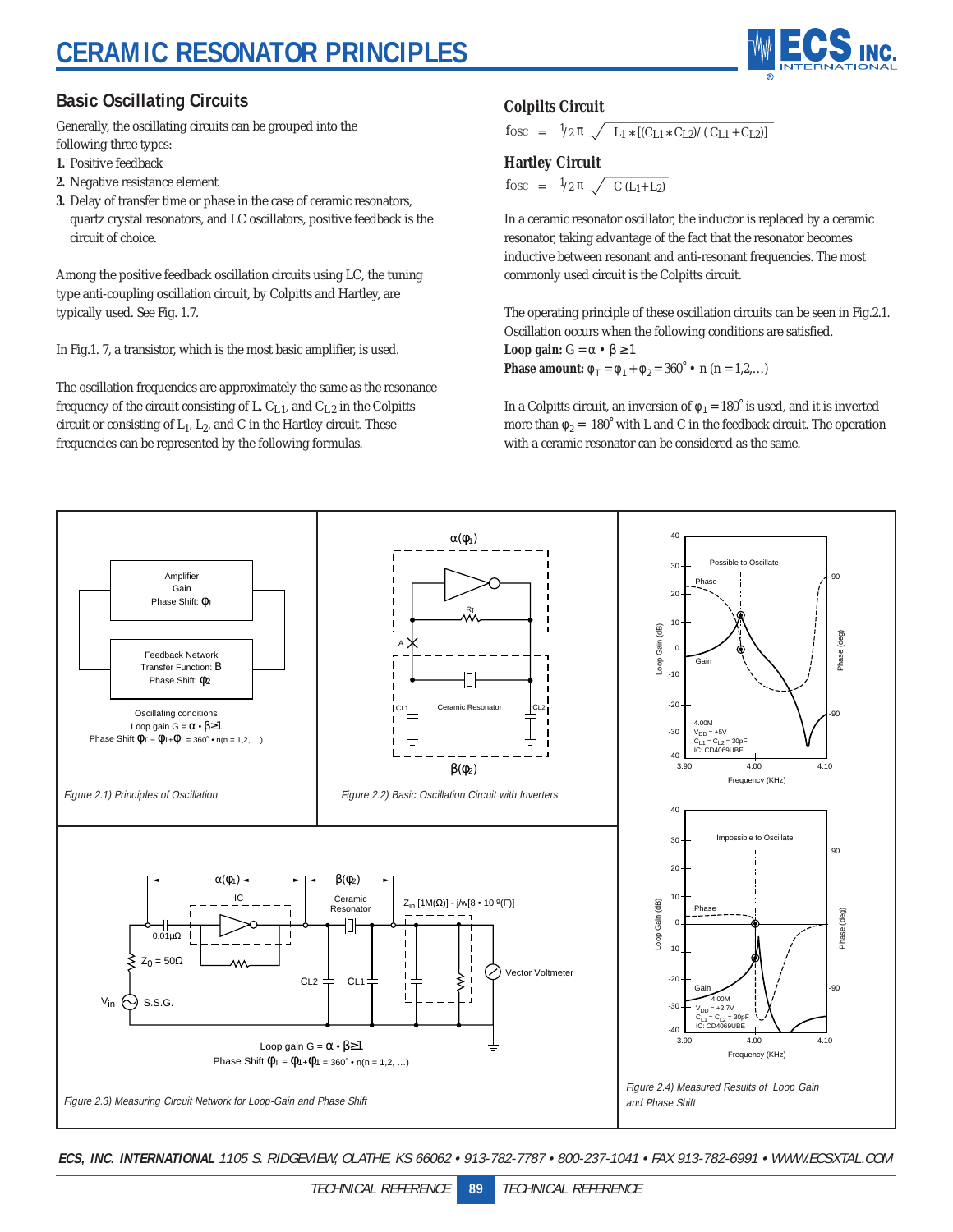# CERAMIC RESONATOR PRINCIPLES

## Basic Oscillating Circuits

Generally, the oscillating circuits can be grouped into the following three types:

1. Positive feedback
2. Negative resistance element
3. Delay of transfer time or phase in the case of ceramic resonators, quartz crystal resonators, and LC oscillators, positive feedback is the circuit of choice.

Among the positive feedback oscillation circuits using LC, the tuning type anti-coupling oscillation circuit, by Colpitts and Hartley, are typically used. See Fig. 1.7.

In Fig.1. 7, a transistor, which is the most basic amplifier, is used.

The oscillation frequencies are approximately the same as the resonance frequency of the circuit consisting of L, $C_{L1}$, and $C_{L2}$ in the Colpitts circuit or consisting of $L_1$, $L_2$, and C in the Hartley circuit. These frequencies can be represented by the following formulas.

### Colpilts Circuit

$$f_{OSC} = \frac{1}{2\pi\sqrt{L_1 * [(C_{L1} * C_{L2}) / (C_{L1} + C_{L2})]}}$$

### Hartley Circuit

$$f_{OSC} = \frac{1}{2\pi\sqrt{C(L_1+L_2)}}$$

In a ceramic resonator oscillator, the inductor is replaced by a ceramic resonator, taking advantage of the fact that the resonator becomes inductive between resonant and anti-resonant frequencies. The most commonly used circuit is the Colpitts circuit.

The operating principle of these oscillation circuits can be seen in Fig.2.1. Oscillation occurs when the following conditions are satisfied.

**Loop gain:** $G = \alpha \bullet \beta \geq 1$

**Phase amount:** $\varphi_T = \varphi_1 + \varphi_2 = 360^\circ \bullet n \ (n = 1,2,\ldots)$

In a Colpitts circuit, an inversion of $\varphi_1 = 180^\circ$ is used, and it is inverted more than $\varphi_2 = 180^\circ$ with L and C in the feedback circuit. The operation with a ceramic resonator can be considered as the same.

*Figure 2.1) Principles of Oscillation*

*Figure 2.2) Basic Oscillation Circuit with Inverters*

*Figure 2.3) Measuring Circuit Network for Loop-Gain and Phase Shift*

*Figure 2.4) Measured Results of Loop Gain and Phase Shift*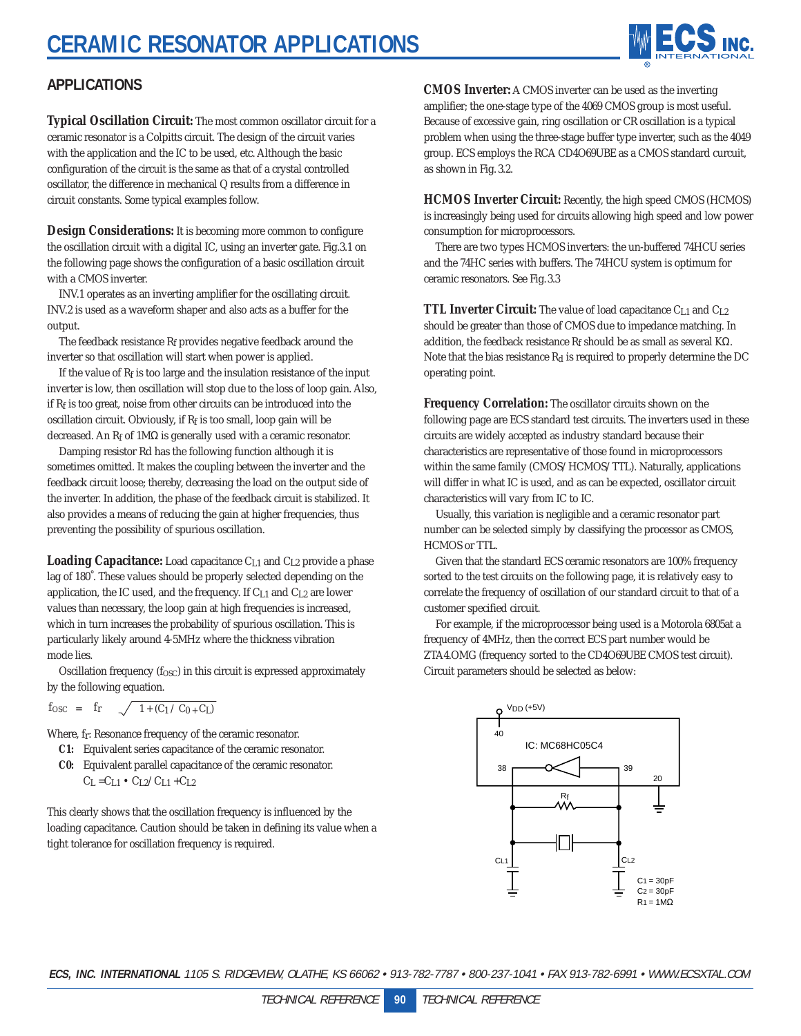# CERAMIC RESONATOR APPLICATIONS

## APPLICATIONS

**Typical Oscillation Circuit:** The most common oscillator circuit for a ceramic resonator is a Colpitts circuit. The design of the circuit varies with the application and the IC to be used, etc. Although the basic configuration of the circuit is the same as that of a crystal controlled oscillator, the difference in mechanical Q results from a difference in circuit constants. Some typical examples follow.

**Design Considerations:** It is becoming more common to configure the oscillation circuit with a digital IC, using an inverter gate. Fig.3.1 on the following page shows the configuration of a basic oscillation circuit with a CMOS inverter.

INV.1 operates as an inverting amplifier for the oscillating circuit. INV.2 is used as a waveform shaper and also acts as a buffer for the output.

The feedback resistance $R_f$ provides negative feedback around the inverter so that oscillation will start when power is applied.

If the value of $R_f$ is too large and the insulation resistance of the input inverter is low, then oscillation will stop due to the loss of loop gain. Also, if $R_f$ is too great, noise from other circuits can be introduced into the oscillation circuit. Obviously, if $R_f$ is too small, loop gain will be decreased. An $R_f$ of 1MΩ is generally used with a ceramic resonator.

Damping resistor Rd has the following function although it is sometimes omitted. It makes the coupling between the inverter and the feedback circuit loose; thereby, decreasing the load on the output side of the inverter. In addition, the phase of the feedback circuit is stabilized. It also provides a means of reducing the gain at higher frequencies, thus preventing the possibility of spurious oscillation.

**Loading Capacitance:** Load capacitance $C_{L1}$ and $C_{L2}$ provide a phase lag of 180˚. These values should be properly selected depending on the application, the IC used, and the frequency. If $C_{L1}$ and $C_{L2}$ are lower values than necessary, the loop gain at high frequencies is increased, which in turn increases the probability of spurious oscillation. This is particularly likely around 4-5MHz where the thickness vibration mode lies.

Oscillation frequency ($f_{OSC}$) in this circuit is expressed approximately by the following equation.

$$f_{OSC} = f_r \sqrt{1 + (C_1 / C_0 + C_L)}$$

Where, $f_r$: Resonance frequency of the ceramic resonator.

**C1:** Equivalent series capacitance of the ceramic resonator.

**C0:** Equivalent parallel capacitance of the ceramic resonator.
$C_L = C_{L1} \cdot C_{L2} / C_{L1} + C_{L2}$

This clearly shows that the oscillation frequency is influenced by the loading capacitance. Caution should be taken in defining its value when a tight tolerance for oscillation frequency is required.

**CMOS Inverter:** A CMOS inverter can be used as the inverting amplifier; the one-stage type of the 4069 CMOS group is most useful. Because of excessive gain, ring oscillation or CR oscillation is a typical problem when using the three-stage buffer type inverter, such as the 4049 group. ECS employs the RCA CD4O69UBE as a CMOS standard curcuit, as shown in Fig. 3.2.

**HCMOS Inverter Circuit:** Recently, the high speed CMOS (HCMOS) is increasingly being used for circuits allowing high speed and low power consumption for microprocessors.

There are two types HCMOS inverters: the un-buffered 74HCU series and the 74HC series with buffers. The 74HCU system is optimum for ceramic resonators. See Fig. 3.3

**TTL Inverter Circuit:** The value of load capacitance $C_{L1}$ and $C_{L2}$ should be greater than those of CMOS due to impedance matching. In addition, the feedback resistance $R_f$ should be as small as several KΩ. Note that the bias resistance $R_d$ is required to properly determine the DC operating point.

**Frequency Correlation:** The oscillator circuits shown on the following page are ECS standard test circuits. The inverters used in these circuits are widely accepted as industry standard because their characteristics are representative of those found in microprocessors within the same family (CMOS/HCMOS/TTL). Naturally, applications will differ in what IC is used, and as can be expected, oscillator circuit characteristics will vary from IC to IC.

Usually, this variation is negligible and a ceramic resonator part number can be selected simply by classifying the processor as CMOS, HCMOS or TTL.

Given that the standard ECS ceramic resonators are 100% frequency sorted to the test circuits on the following page, it is relatively easy to correlate the frequency of oscillation of our standard circuit to that of a customer specified circuit.

For example, if the microprocessor being used is a Motorola 6805at a frequency of 4MHz, then the correct ECS part number would be ZTA4.OMG (frequency sorted to the CD4O69UBE CMOS test circuit). Circuit parameters should be selected as below:

VDD (+5V)
IC: MC68HC05C4
40, 38, 39, 20
$R_f$
$C_{L1}$ $C_{L2}$
C1 = 30pF
C2 = 30pF
R1 = 1MΩ

ECS, INC. INTERNATIONAL 1105 S. RIDGEVIEW, OLATHE, KS 66062 • 913-782-7787 • 800-237-1041 • FAX 913-782-6991 • WWW.ECSXTAL.COM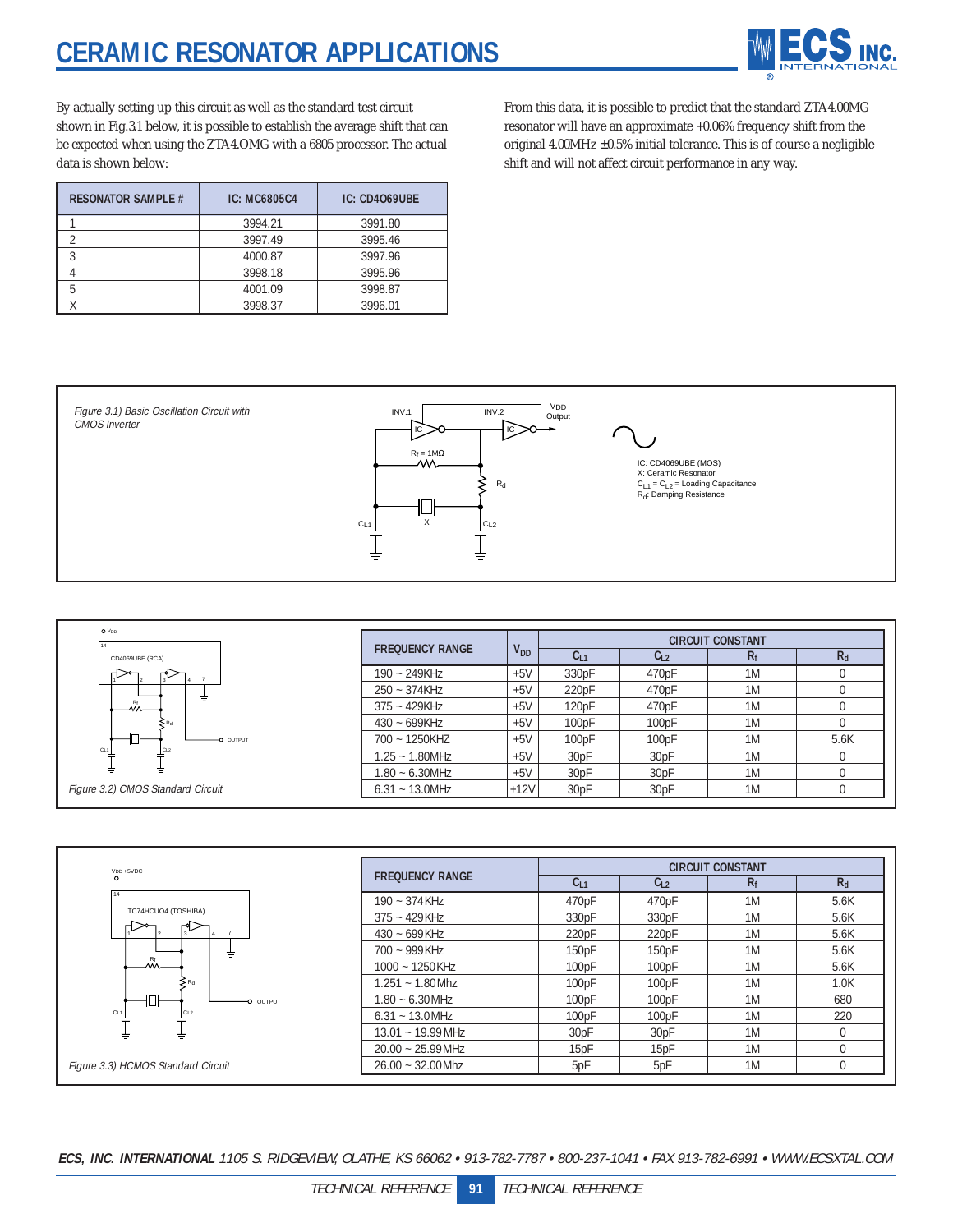# CERAMIC RESONATOR APPLICATIONS

By actually setting up this circuit as well as the standard test circuit shown in Fig.3.1 below, it is possible to establish the average shift that can be expected when using the ZTA4.OMG with a 6805 processor. The actual data is shown below:

| RESONATOR SAMPLE # | IC: MC6805C4 | IC: CD4O69UBE |
|---|---|---|
| 1 | 3994.21 | 3991.80 |
| 2 | 3997.49 | 3995.46 |
| 3 | 4000.87 | 3997.96 |
| 4 | 3998.18 | 3995.96 |
| 5 | 4001.09 | 3998.87 |
| X | 3998.37 | 3996.01 |

From this data, it is possible to predict that the standard ZTA4.00MG resonator will have an approximate +0.06% frequency shift from the original 4.00MHz ±0.5% initial tolerance. This is of course a negligible shift and will not affect circuit performance in any way.

*Figure 3.1) Basic Oscillation Circuit with CMOS Inverter*

IC: CD4069UBE (MOS)
X: Ceramic Resonator
$C_{L1} = C_{L2}$ = Loading Capacitance
$R_d$: Damping Resistance

*Figure 3.2) CMOS Standard Circuit*

| FREQUENCY RANGE | $V_{DD}$ | CIRCUIT CONSTANT | | | |
|---|---|---|---|---|---|
| | | $C_{L1}$ | $C_{L2}$ | $R_f$ | $R_d$ |
| 190 ~ 249KHz | +5V | 330pF | 470pF | 1M | 0 |
| 250 ~ 374KHz | +5V | 220pF | 470pF | 1M | 0 |
| 375 ~ 429KHz | +5V | 120pF | 470pF | 1M | 0 |
| 430 ~ 699KHz | +5V | 100pF | 100pF | 1M | 0 |
| 700 ~ 1250KHZ | +5V | 100pF | 100pF | 1M | 5.6K |
| 1.25 ~ 1.80MHz | +5V | 30pF | 30pF | 1M | 0 |
| 1.80 ~ 6.30MHz | +5V | 30pF | 30pF | 1M | 0 |
| 6.31 ~ 13.0MHz | +12V | 30pF | 30pF | 1M | 0 |

*Figure 3.3) HCMOS Standard Circuit*

| FREQUENCY RANGE | CIRCUIT CONSTANT | | | |
|---|---|---|---|---|
| | $C_{L1}$ | $C_{L2}$ | $R_f$ | $R_d$ |
| 190 ~ 374KHz | 470pF | 470pF | 1M | 5.6K |
| 375 ~ 429KHz | 330pF | 330pF | 1M | 5.6K |
| 430 ~ 699KHz | 220pF | 220pF | 1M | 5.6K |
| 700 ~ 999KHz | 150pF | 150pF | 1M | 5.6K |
| 1000 ~ 1250KHz | 100pF | 100pF | 1M | 5.6K |
| 1.251 ~ 1.80Mhz | 100pF | 100pF | 1M | 1.0K |
| 1.80 ~ 6.30MHz | 100pF | 100pF | 1M | 680 |
| 6.31 ~ 13.0MHz | 100pF | 100pF | 1M | 220 |
| 13.01 ~ 19.99MHz | 30pF | 30pF | 1M | 0 |
| 20.00 ~ 25.99MHz | 15pF | 15pF | 1M | 0 |
| 26.00 ~ 32.00Mhz | 5pF | 5pF | 1M | 0 |

***ECS, INC. INTERNATIONAL*** *1105 S. RIDGEVIEW, OLATHE, KS 66062 • 913-782-7787 • 800-237-1041 • FAX 913-782-6991 • WWW.ECSXTAL.COM*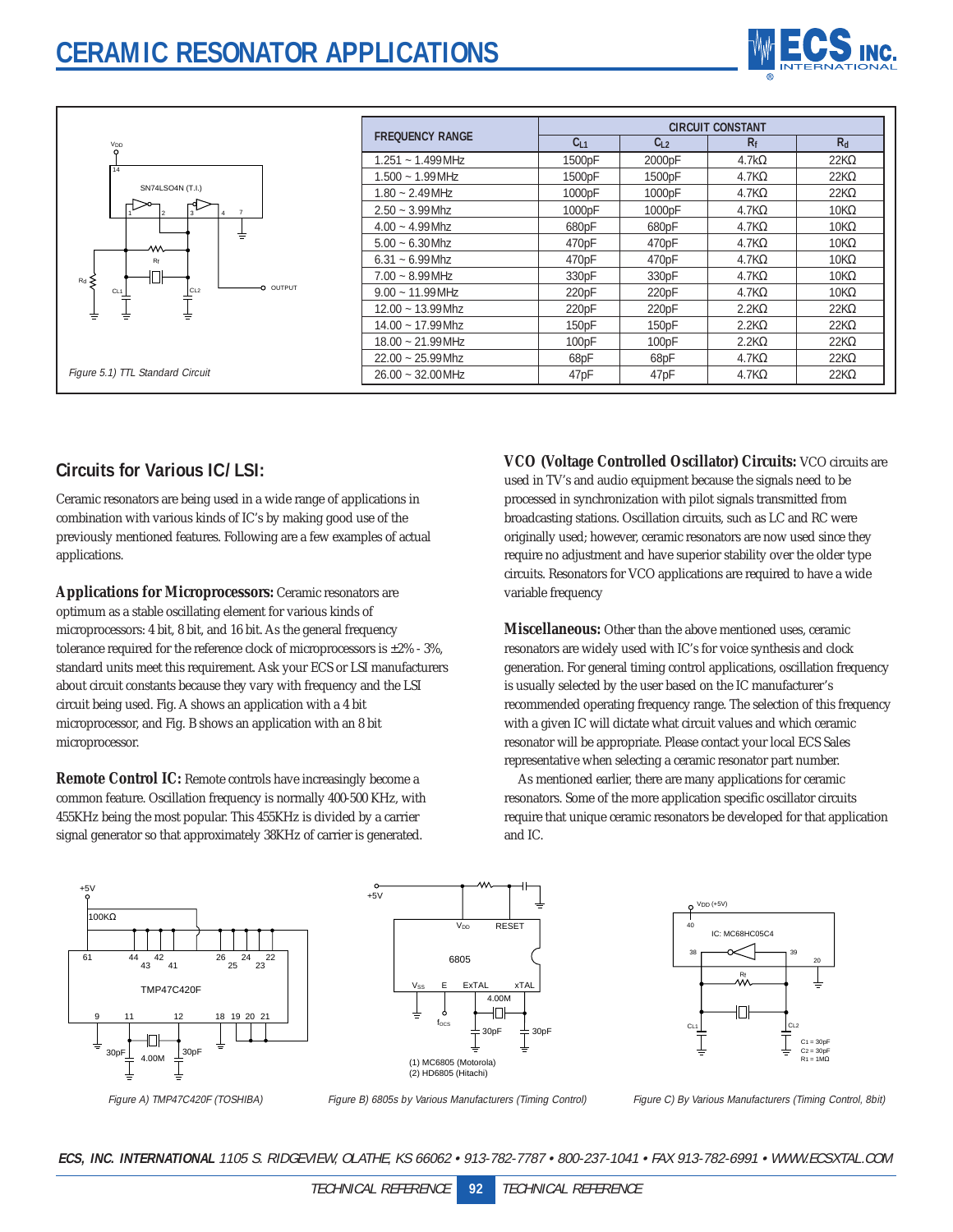# CERAMIC RESONATOR APPLICATIONS

Figure 5.1) TTL Standard Circuit

| FREQUENCY RANGE | CIRCUIT CONSTANT | | | |
|---|---|---|---|---|
| | $C_{L1}$ | $C_{L2}$ | $R_f$ | $R_d$ |
| 1.251 ~ 1.499MHz | 1500pF | 2000pF | 4.7kΩ | 22KΩ |
| 1.500 ~ 1.99MHz | 1500pF | 1500pF | 4.7KΩ | 22KΩ |
| 1.80 ~ 2.49MHz | 1000pF | 1000pF | 4.7KΩ | 22KΩ |
| 2.50 ~ 3.99Mhz | 1000pF | 1000pF | 4.7KΩ | 10KΩ |
| 4.00 ~ 4.99Mhz | 680pF | 680pF | 4.7KΩ | 10KΩ |
| 5.00 ~ 6.30Mhz | 470pF | 470pF | 4.7KΩ | 10KΩ |
| 6.31 ~ 6.99Mhz | 470pF | 470pF | 4.7KΩ | 10KΩ |
| 7.00 ~ 8.99MHz | 330pF | 330pF | 4.7KΩ | 10KΩ |
| 9.00 ~ 11.99MHz | 220pF | 220pF | 4.7KΩ | 10KΩ |
| 12.00 ~ 13.99Mhz | 220pF | 220pF | 2.2KΩ | 22KΩ |
| 14.00 ~ 17.99Mhz | 150pF | 150pF | 2.2KΩ | 22KΩ |
| 18.00 ~ 21.99MHz | 100pF | 100pF | 2.2KΩ | 22KΩ |
| 22.00 ~ 25.99MHz | 68pF | 68pF | 4.7KΩ | 22KΩ |
| 26.00 ~ 32.00MHz | 47pF | 47pF | 4.7KΩ | 22KΩ |

## Circuits for Various IC/LSI:

Ceramic resonators are being used in a wide range of applications in combination with various kinds of IC's by making good use of the previously mentioned features. Following are a few examples of actual applications.

**Applications for Microprocessors:** Ceramic resonators are optimum as a stable oscillating element for various kinds of microprocessors: 4 bit, 8 bit, and 16 bit. As the general frequency tolerance required for the reference clock of microprocessors is ±2% - 3%, standard units meet this requirement. Ask your ECS or LSI manufacturers about circuit constants because they vary with frequency and the LSI circuit being used. Fig. A shows an application with a 4 bit microprocessor, and Fig. B shows an application with an 8 bit microprocessor.

**Remote Control IC:** Remote controls have increasingly become a common feature. Oscillation frequency is normally 400-500 KHz, with 455KHz being the most popular. This 455KHz is divided by a carrier signal generator so that approximately 38KHz of carrier is generated.

**VCO (Voltage Controlled Oscillator) Circuits:** VCO circuits are used in TV's and audio equipment because the signals need to be processed in synchronization with pilot signals transmitted from broadcasting stations. Oscillation circuits, such as LC and RC were originally used; however, ceramic resonators are now used since they require no adjustment and have superior stability over the older type circuits. Resonators for VCO applications are required to have a wide variable frequency

**Miscellaneous:** Other than the above mentioned uses, ceramic resonators are widely used with IC's for voice synthesis and clock generation. For general timing control applications, oscillation frequency is usually selected by the user based on the IC manufacturer's recommended operating frequency range. The selection of this frequency with a given IC will dictate what circuit values and which ceramic resonator will be appropriate. Please contact your local ECS Sales representative when selecting a ceramic resonator part number.

As mentioned earlier, there are many applications for ceramic resonators. Some of the more application specific oscillator circuits require that unique ceramic resonators be developed for that application and IC.

Figure A) TMP47C420F (TOSHIBA)

Figure B) 6805s by Various Manufacturers (Timing Control)

Figure C) By Various Manufacturers (Timing Control, 8bit)

**ECS, INC. INTERNATIONAL** 1105 S. RIDGEVIEW, OLATHE, KS 66062 • 913-782-7787 • 800-237-1041 • FAX 913-782-6991 • WWW.ECSXTAL.COM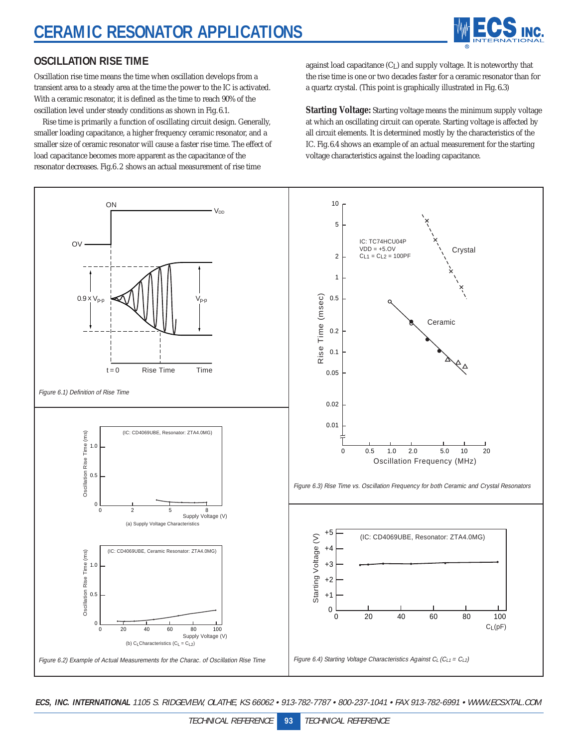# CERAMIC RESONATOR APPLICATIONS

## OSCILLATION RISE TIME

Oscillation rise time means the time when oscillation develops from a transient area to a steady area at the time the power to the IC is activated. With a ceramic resonator, it is defined as the time to reach 90% of the oscillation level under steady conditions as shown in Fig.6.1.

Rise time is primarily a function of oscillating circuit design. Generally, smaller loading capacitance, a higher frequency ceramic resonator, and a smaller size of ceramic resonator will cause a faster rise time. The effect of load capacitance becomes more apparent as the capacitance of the resonator decreases. Fig.6.2 shows an actual measurement of rise time against load capacitance ($C_L$) and supply voltage. It is noteworthy that the rise time is one or two decades faster for a ceramic resonator than for a quartz crystal. (This point is graphically illustrated in Fig.6.3)

**Starting Voltage:** Starting voltage means the minimum supply voltage at which an oscillating circuit can operate. Starting voltage is affected by all circuit elements. It is determined mostly by the characteristics of the IC. Fig.6.4 shows an example of an actual measurement for the starting voltage characteristics against the loading capacitance.

*Figure 6.1) Definition of Rise Time*

*Figure 6.2) Example of Actual Measurements for the Charac. of Oscillation Rise Time*

(a) Supply Voltage Characteristics

(b) $C_L$ Characteristics ($C_L = C_{L2}$)

*Figure 6.3) Rise Time vs. Oscillation Frequency for both Ceramic and Crystal Resonators*

*Figure 6.4) Starting Voltage Characteristics Against $C_L$ ($C_{L1} = C_{L2}$)*

**ECS, INC. INTERNATIONAL** 1105 S. RIDGEVIEW, OLATHE, KS 66062 • 913-782-7787 • 800-237-1041 • FAX 913-782-6991 • WWW.ECSXTAL.COM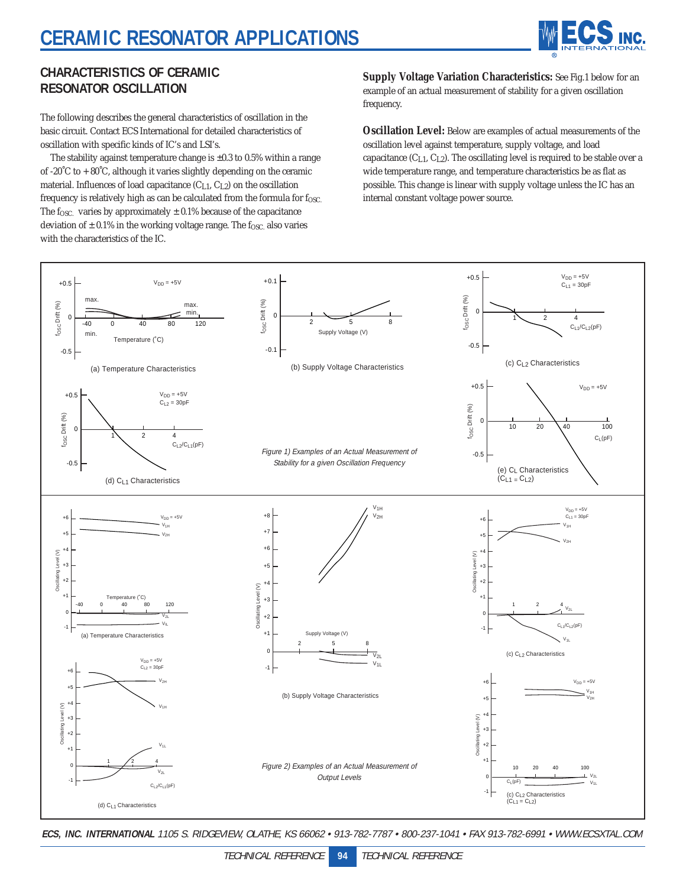# CERAMIC RESONATOR APPLICATIONS

## CHARACTERISTICS OF CERAMIC RESONATOR OSCILLATION

The following describes the general characteristics of oscillation in the basic circuit. Contact ECS International for detailed characteristics of oscillation with specific kinds of IC's and LSI's.

The stability against temperature change is ±0.3 to 0.5% within a range of -20˚C to +80˚C, although it varies slightly depending on the ceramic material. Influences of load capacitance ($C_{L1}$, $C_{L2}$) on the oscillation frequency is relatively high as can be calculated from the formula for $f_{OSC.}$ The $f_{OSC.}$ varies by approximately ± 0.1% because of the capacitance deviation of ± 0.1% in the working voltage range. The $f_{OSC.}$ also varies with the characteristics of the IC.

**Supply Voltage Variation Characteristics:** See Fig.1 below for an example of an actual measurement of stability for a given oscillation frequency.

**Oscillation Level:** Below are examples of actual measurements of the oscillation level against temperature, supply voltage, and load capacitance ($C_{L1}$, $C_{L2}$). The oscillating level is required to be stable over a wide temperature range, and temperature characteristics be as flat as possible. This change is linear with supply voltage unless the IC has an internal constant voltage power source.

VDD = +5V
+0.5
max.
max.
min.
0
-40 0 40 80 120
min.
Temperature (˚C)
-0.5
fOSC Drift (%)
(a) Temperature Characteristics

+0.1
0
2 5 8
Supply Voltage (V)
-0.1
fOSC Drift (%)
(b) Supply Voltage Characteristics

VDD = +5V
CL1 = 30pF
+0.5
0
1 2 4
CL1/CL2(pF)
-0.5
fOSC Drift (%)
(c) CL2 Characteristics

VDD = +5V
CL2 = 30pF
+0.5
0
1 2 4
CL2/CL1(pF)
-0.5
fOSC Drift (%)
(d) CL1 Characteristics

VDD = +5V
+0.5
0
10 20 40 100
CL(pF)
-0.5
fOSC Drift (%)
(e) CL Characteristics (CL1 = CL2)

*Figure 1) Examples of an Actual Measurement of Stability for a given Oscillation Frequency*

VDD = +5V
V1H
V2H
+6 +5 +4 +3 +2 +1 0 -1
Temperature (˚C)
-40 0 40 80 120
V2L
V1L
Oscillating Level (V)
(a) Temperature Characteristics

V1H
V2H
+8 +7 +6 +5 +4 +3 +2 +1 0 -1
Supply Voltage (V)
2 5 8
V2L
V1L
Oscillating Level (V)
(b) Supply Voltage Characteristics

VDD = +5V
CL1 = 30pF
V1H
V2H
+6 +5 +4 +3 +2 +1 0 -1
1 2 4
V2L
CL1/CL2(pF)
V1L
Oscillating Level (V)
(c) CL2 Characteristics

VDD = +5V
CL2 = 30pF
V2H
V1H
+6 +5 +4 +3 +2 +1 0 -1
V1L
1 2 4
V2L
CL2/CL1(pF)
Oscillating Level (V)
(d) CL1 Characteristics

VDD = +5V
V1H
V2H
+6 +5 +4 +3 +2 +1 0 -1
10 20 40 100
CL(pF)
V2L
V1L
Oscillating Level (V)
(c) CL2 Characteristics (CL1 = CL2)

*Figure 2) Examples of an Actual Measurement of Output Levels*

***ECS, INC. INTERNATIONAL** 1105 S. RIDGEVIEW, OLATHE, KS 66062 • 913-782-7787 • 800-237-1041 • FAX 913-782-6991 • WWW.ECSXTAL.COM*